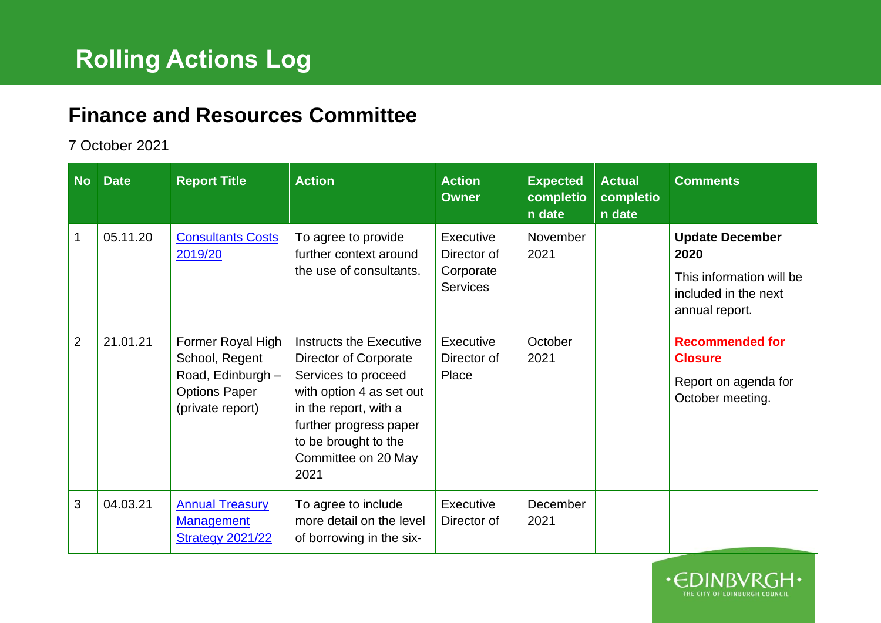# Rolling Actions Log

## Finance and Resources Committee

7 October 2021

| No | Date | Report Title | Action | Action Owner | Expected completion date | Actual completion date | Comments |
|---|---|---|---|---|---|---|---|
| 1 | 05.11.20 | [Consultants Costs 2019/20]() | To agree to provide further context around the use of consultants. | Executive Director of Corporate Services | November 2021 | | **Update December 2020** This information will be included in the next annual report. |
| 2 | 21.01.21 | Former Royal High School, Regent Road, Edinburgh – Options Paper (private report) | Instructs the Executive Director of Corporate Services to proceed with option 4 as set out in the report, with a further progress paper to be brought to the Committee on 20 May 2021 | Executive Director of Place | October 2021 | | **Recommended for Closure** Report on agenda for October meeting. |
| 3 | 04.03.21 | [Annual Treasury Management Strategy 2021/22]() | To agree to include more detail on the level of borrowing in the six- | Executive Director of | December 2021 | | |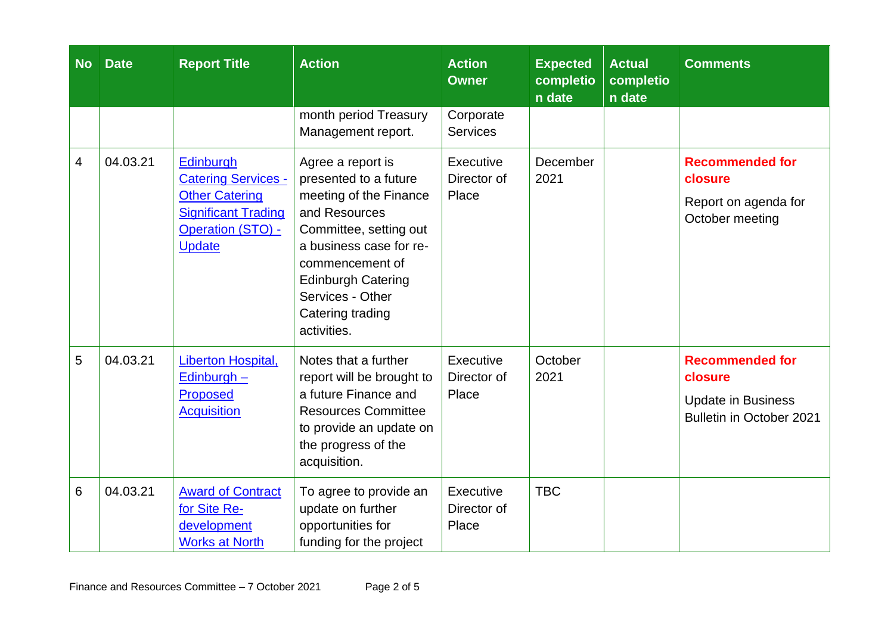| No | Date | Report Title | Action | Action Owner | Expected completion date | Actual completion date | Comments |
|---|---|---|---|---|---|---|---|
| | | | month period Treasury Management report. | Corporate Services | | | |
| 4 | 04.03.21 | Edinburgh Catering Services - Other Catering Significant Trading Operation (STO) - Update | Agree a report is presented to a future meeting of the Finance and Resources Committee, setting out a business case for re-commencement of Edinburgh Catering Services - Other Catering trading activities. | Executive Director of Place | December 2021 | | **Recommended for closure** Report on agenda for October meeting |
| 5 | 04.03.21 | Liberton Hospital, Edinburgh – Proposed Acquisition | Notes that a further report will be brought to a future Finance and Resources Committee to provide an update on the progress of the acquisition. | Executive Director of Place | October 2021 | | **Recommended for closure** Update in Business Bulletin in October 2021 |
| 6 | 04.03.21 | Award of Contract for Site Re-development Works at North | To agree to provide an update on further opportunities for funding for the project | Executive Director of Place | TBC | | |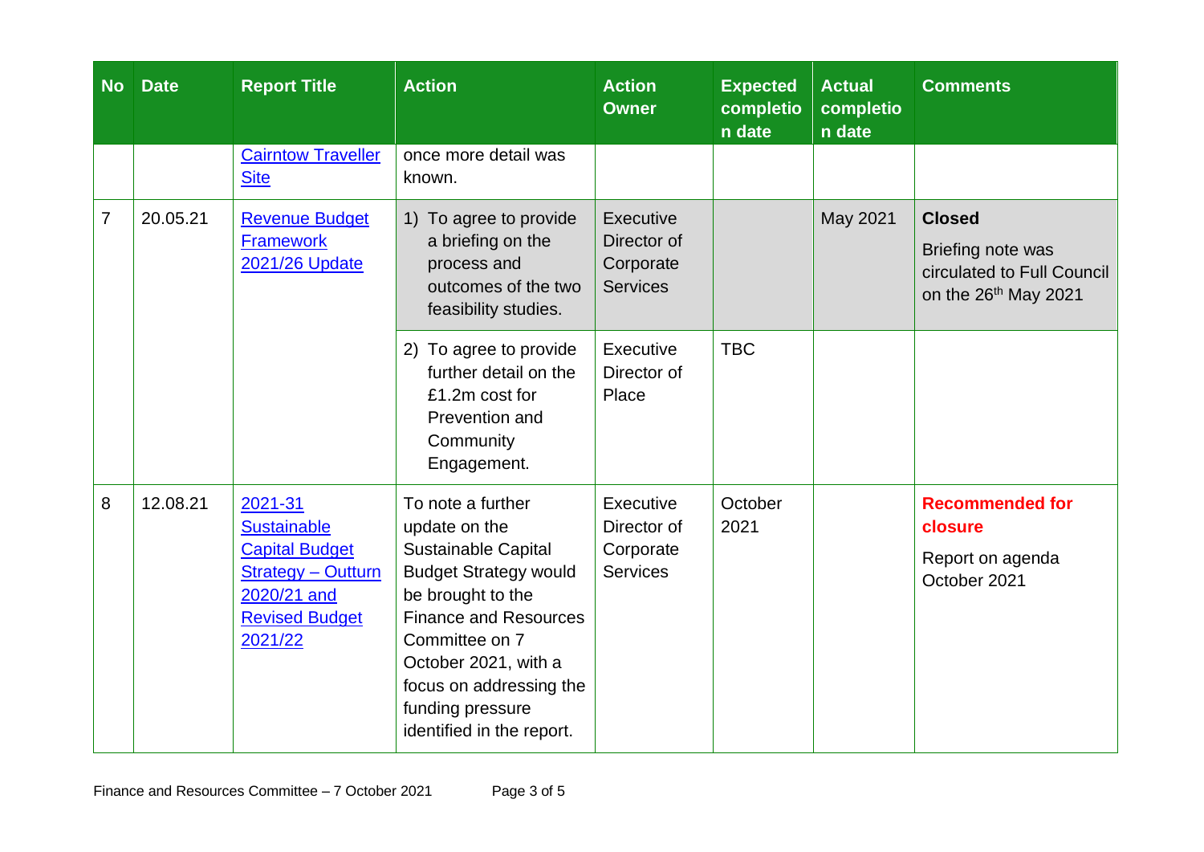| No | Date | Report Title | Action | Action Owner | Expected completion date | Actual completion date | Comments |
|---|---|---|---|---|---|---|---|
| | | Cairntow Traveller Site | once more detail was known. | | | | |
| 7 | 20.05.21 | Revenue Budget Framework 2021/26 Update | 1) To agree to provide a briefing on the process and outcomes of the two feasibility studies. | Executive Director of Corporate Services | | May 2021 | **Closed** Briefing note was circulated to Full Council on the 26th May 2021 |
| | | | 2) To agree to provide further detail on the £1.2m cost for Prevention and Community Engagement. | Executive Director of Place | TBC | | |
| 8 | 12.08.21 | 2021-31 Sustainable Capital Budget Strategy – Outturn 2020/21 and Revised Budget 2021/22 | To note a further update on the Sustainable Capital Budget Strategy would be brought to the Finance and Resources Committee on 7 October 2021, with a focus on addressing the funding pressure identified in the report. | Executive Director of Corporate Services | October 2021 | | **Recommended for closure** Report on agenda October 2021 |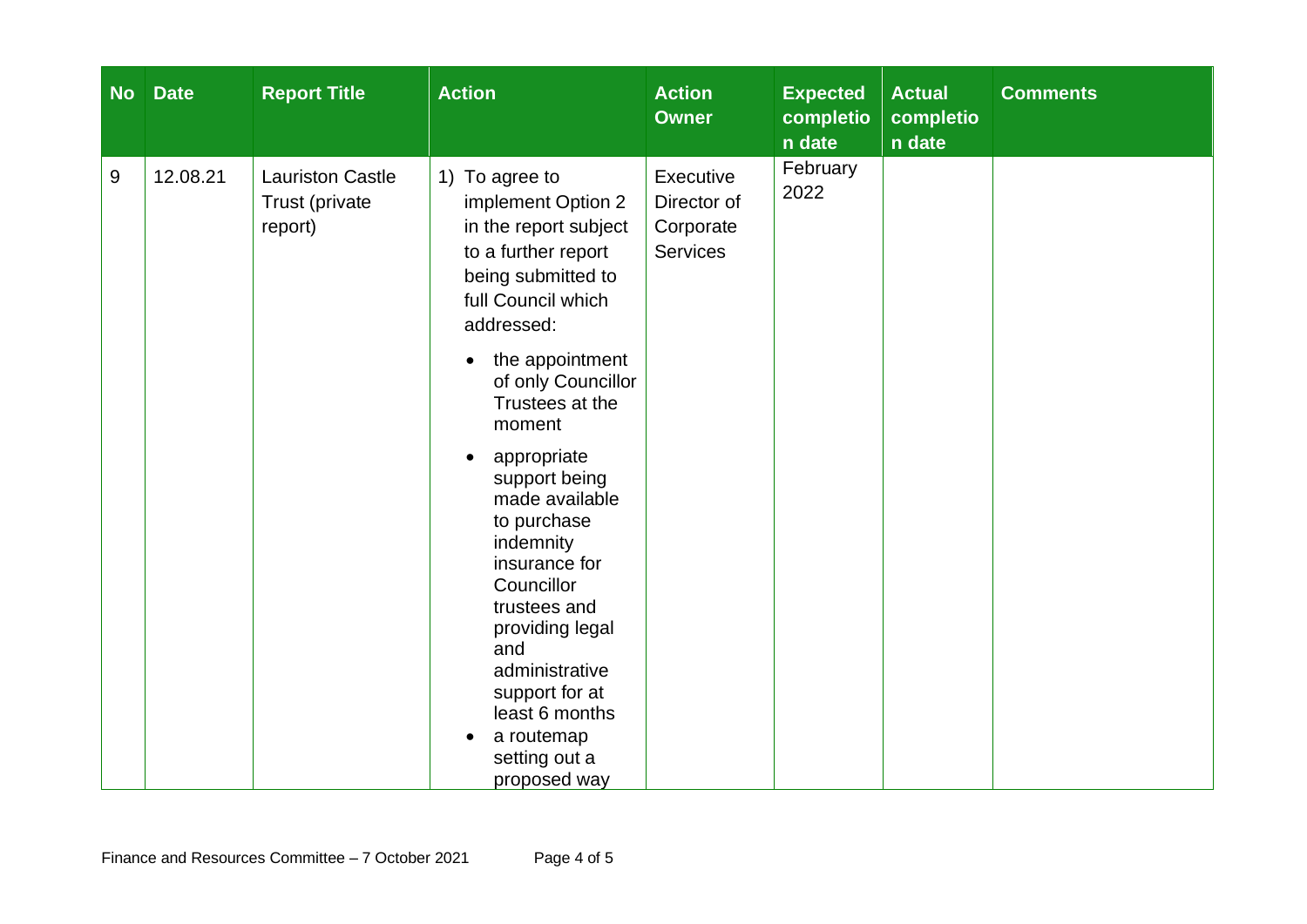| No | Date | Report Title | Action | Action Owner | Expected completion date | Actual completion date | Comments |
|---|---|---|---|---|---|---|---|
| 9 | 12.08.21 | Lauriston Castle Trust (private report) | 1) To agree to implement Option 2 in the report subject to a further report being submitted to full Council which addressed: <br>• the appointment of only Councillor Trustees at the moment <br>• appropriate support being made available to purchase indemnity insurance for Councillor trustees and providing legal and administrative support for at least 6 months <br>• a routemap setting out a proposed way | Executive Director of Corporate Services | February 2022 | | |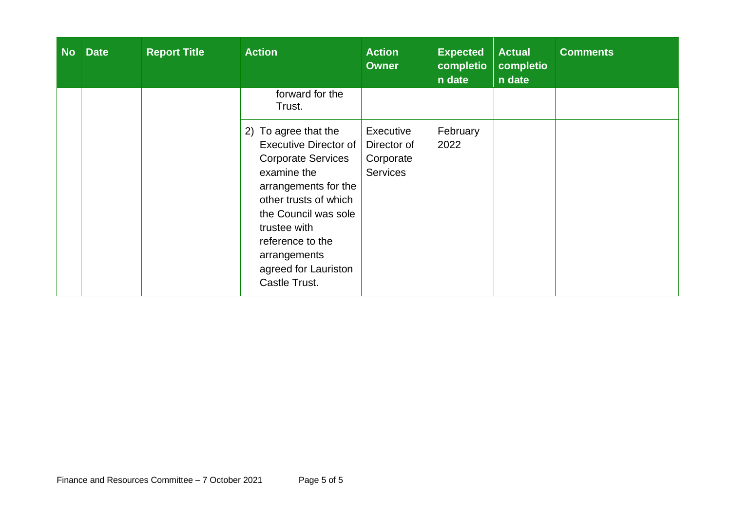| No | Date | Report Title | Action | Action Owner | Expected completion date | Actual completion date | Comments |
|---|---|---|---|---|---|---|---|
| | | | forward for the Trust. | | | | |
| | | | 2) To agree that the Executive Director of Corporate Services examine the arrangements for the other trusts of which the Council was sole trustee with reference to the arrangements agreed for Lauriston Castle Trust. | Executive Director of Corporate Services | February 2022 | | |

Finance and Resources Committee – 7 October 2021